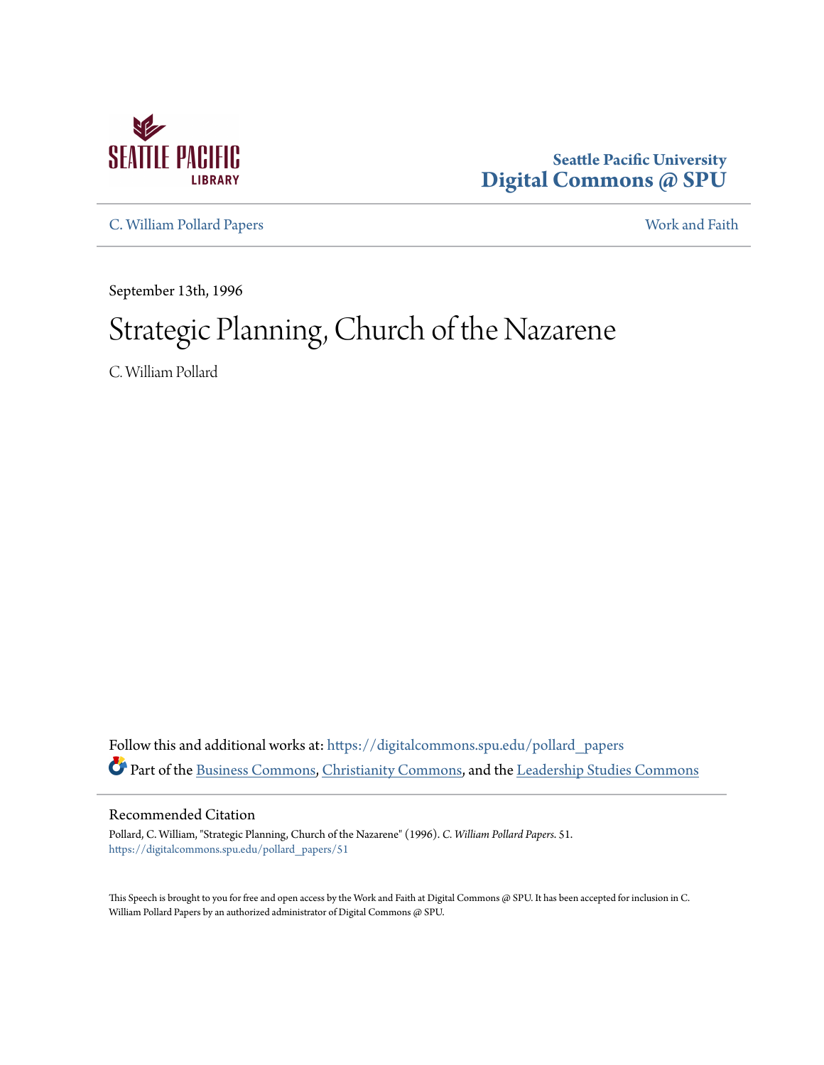Seattle Pacific University
Digital Commons @ SPU

C. William Pollard Papers

Work and Faith

September 13th, 1996

# Strategic Planning, Church of the Nazarene

C. William Pollard

Follow this and additional works at: https://digitalcommons.spu.edu/pollard_papers

Part of the Business Commons, Christianity Commons, and the Leadership Studies Commons

## Recommended Citation

Pollard, C. William, "Strategic Planning, Church of the Nazarene" (1996). *C. William Pollard Papers*. 51.
https://digitalcommons.spu.edu/pollard_papers/51

This Speech is brought to you for free and open access by the Work and Faith at Digital Commons @ SPU. It has been accepted for inclusion in C. William Pollard Papers by an authorized administrator of Digital Commons @ SPU.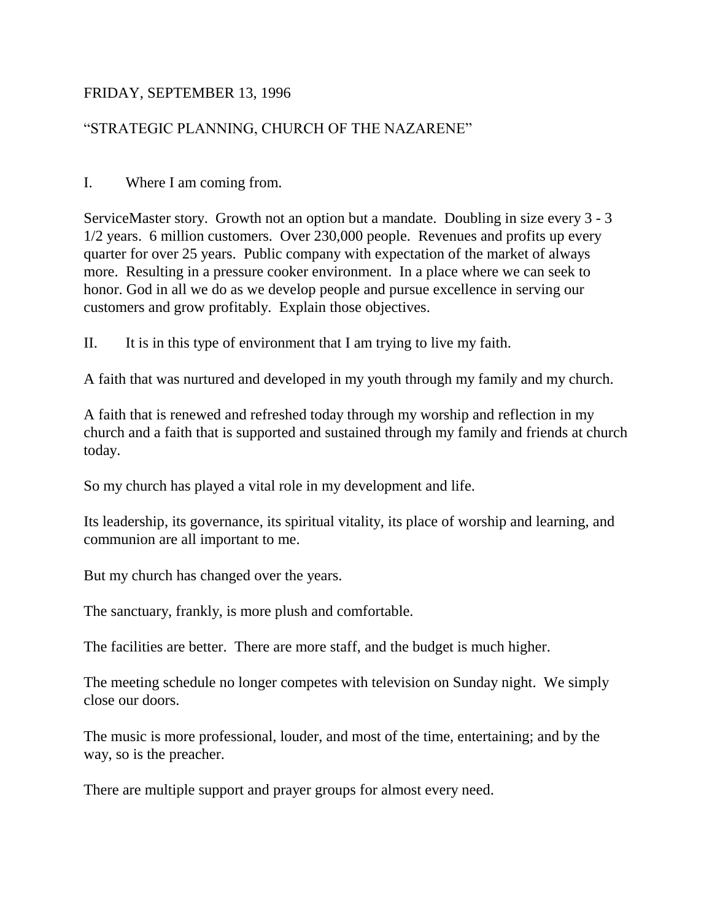FRIDAY, SEPTEMBER 13, 1996

"STRATEGIC PLANNING, CHURCH OF THE NAZARENE"

I. Where I am coming from.

ServiceMaster story. Growth not an option but a mandate. Doubling in size every 3 - 3 1/2 years. 6 million customers. Over 230,000 people. Revenues and profits up every quarter for over 25 years. Public company with expectation of the market of always more. Resulting in a pressure cooker environment. In a place where we can seek to honor. God in all we do as we develop people and pursue excellence in serving our customers and grow profitably. Explain those objectives.

II. It is in this type of environment that I am trying to live my faith.

A faith that was nurtured and developed in my youth through my family and my church.

A faith that is renewed and refreshed today through my worship and reflection in my church and a faith that is supported and sustained through my family and friends at church today.

So my church has played a vital role in my development and life.

Its leadership, its governance, its spiritual vitality, its place of worship and learning, and communion are all important to me.

But my church has changed over the years.

The sanctuary, frankly, is more plush and comfortable.

The facilities are better. There are more staff, and the budget is much higher.

The meeting schedule no longer competes with television on Sunday night. We simply close our doors.

The music is more professional, louder, and most of the time, entertaining; and by the way, so is the preacher.

There are multiple support and prayer groups for almost every need.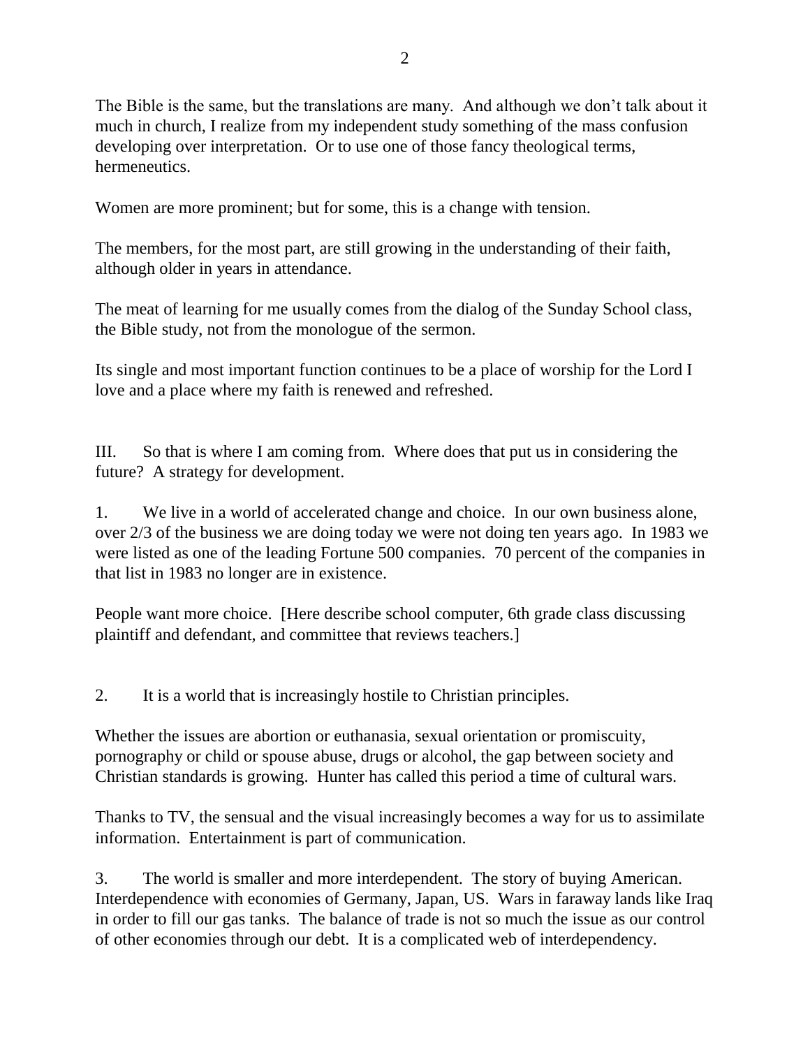The Bible is the same, but the translations are many. And although we don't talk about it much in church, I realize from my independent study something of the mass confusion developing over interpretation. Or to use one of those fancy theological terms, hermeneutics.

Women are more prominent; but for some, this is a change with tension.

The members, for the most part, are still growing in the understanding of their faith, although older in years in attendance.

The meat of learning for me usually comes from the dialog of the Sunday School class, the Bible study, not from the monologue of the sermon.

Its single and most important function continues to be a place of worship for the Lord I love and a place where my faith is renewed and refreshed.

III. So that is where I am coming from. Where does that put us in considering the future? A strategy for development.

1. We live in a world of accelerated change and choice. In our own business alone, over 2/3 of the business we are doing today we were not doing ten years ago. In 1983 we were listed as one of the leading Fortune 500 companies. 70 percent of the companies in that list in 1983 no longer are in existence.

People want more choice. [Here describe school computer, 6th grade class discussing plaintiff and defendant, and committee that reviews teachers.]

2. It is a world that is increasingly hostile to Christian principles.

Whether the issues are abortion or euthanasia, sexual orientation or promiscuity, pornography or child or spouse abuse, drugs or alcohol, the gap between society and Christian standards is growing. Hunter has called this period a time of cultural wars.

Thanks to TV, the sensual and the visual increasingly becomes a way for us to assimilate information. Entertainment is part of communication.

3. The world is smaller and more interdependent. The story of buying American. Interdependence with economies of Germany, Japan, US. Wars in faraway lands like Iraq in order to fill our gas tanks. The balance of trade is not so much the issue as our control of other economies through our debt. It is a complicated web of interdependency.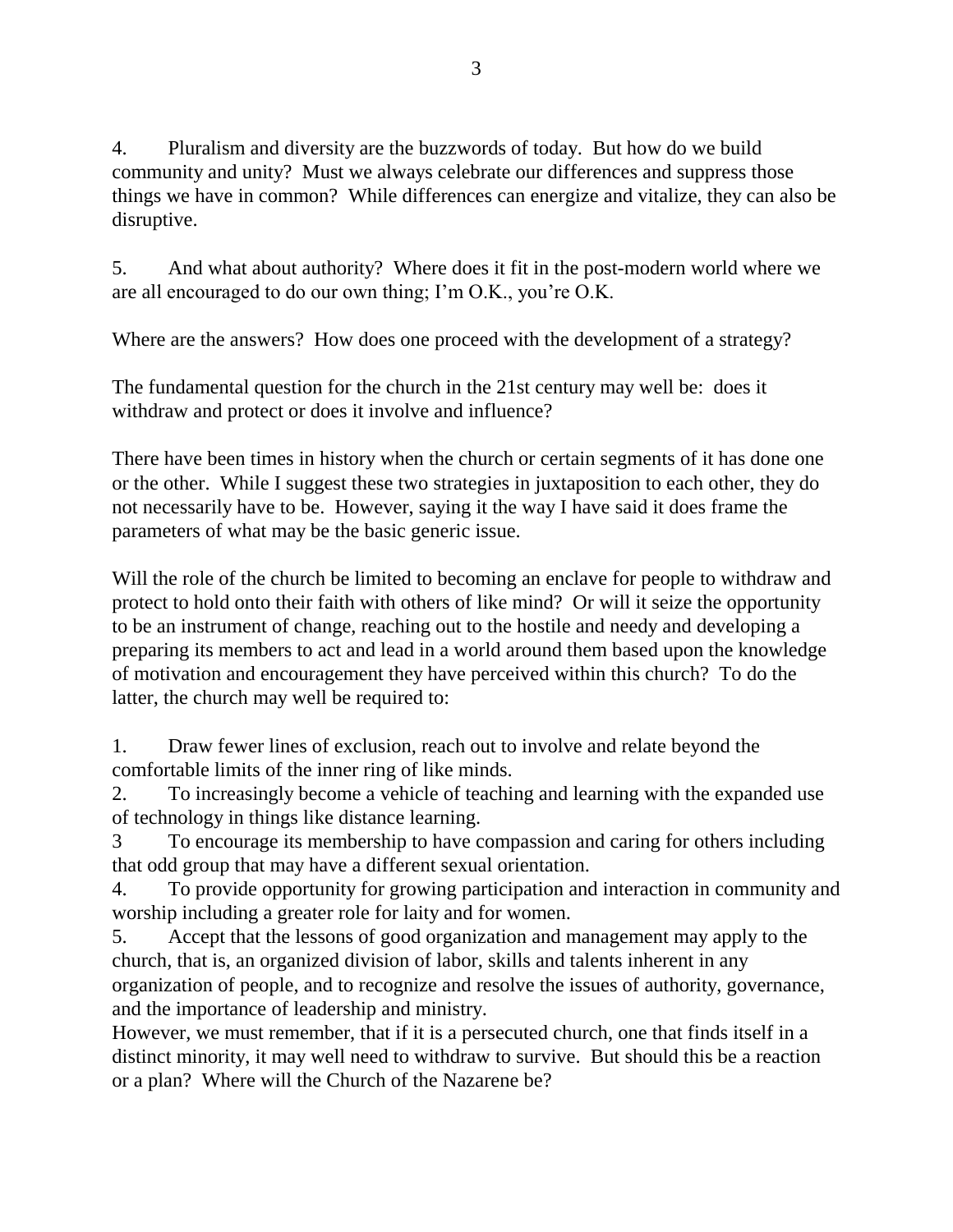4. Pluralism and diversity are the buzzwords of today. But how do we build community and unity? Must we always celebrate our differences and suppress those things we have in common? While differences can energize and vitalize, they can also be disruptive.

5. And what about authority? Where does it fit in the post-modern world where we are all encouraged to do our own thing; I'm O.K., you're O.K.

Where are the answers? How does one proceed with the development of a strategy?

The fundamental question for the church in the 21st century may well be: does it withdraw and protect or does it involve and influence?

There have been times in history when the church or certain segments of it has done one or the other. While I suggest these two strategies in juxtaposition to each other, they do not necessarily have to be. However, saying it the way I have said it does frame the parameters of what may be the basic generic issue.

Will the role of the church be limited to becoming an enclave for people to withdraw and protect to hold onto their faith with others of like mind? Or will it seize the opportunity to be an instrument of change, reaching out to the hostile and needy and developing a preparing its members to act and lead in a world around them based upon the knowledge of motivation and encouragement they have perceived within this church? To do the latter, the church may well be required to:

1. Draw fewer lines of exclusion, reach out to involve and relate beyond the comfortable limits of the inner ring of like minds.
2. To increasingly become a vehicle of teaching and learning with the expanded use of technology in things like distance learning.
3 To encourage its membership to have compassion and caring for others including that odd group that may have a different sexual orientation.
4. To provide opportunity for growing participation and interaction in community and worship including a greater role for laity and for women.
5. Accept that the lessons of good organization and management may apply to the church, that is, an organized division of labor, skills and talents inherent in any organization of people, and to recognize and resolve the issues of authority, governance, and the importance of leadership and ministry.

However, we must remember, that if it is a persecuted church, one that finds itself in a distinct minority, it may well need to withdraw to survive. But should this be a reaction or a plan? Where will the Church of the Nazarene be?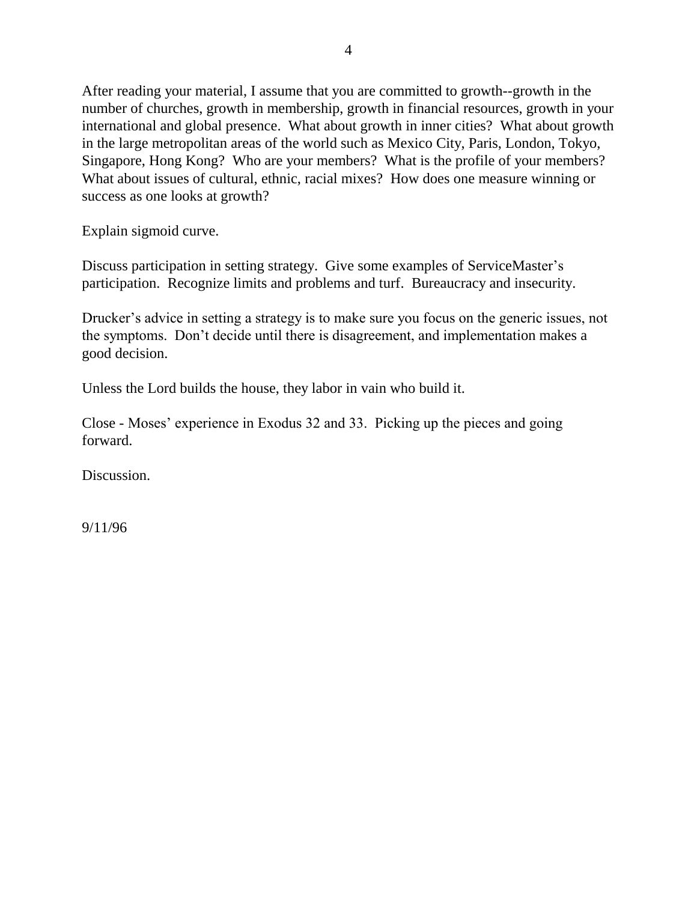After reading your material, I assume that you are committed to growth--growth in the number of churches, growth in membership, growth in financial resources, growth in your international and global presence. What about growth in inner cities? What about growth in the large metropolitan areas of the world such as Mexico City, Paris, London, Tokyo, Singapore, Hong Kong? Who are your members? What is the profile of your members? What about issues of cultural, ethnic, racial mixes? How does one measure winning or success as one looks at growth?

Explain sigmoid curve.

Discuss participation in setting strategy. Give some examples of ServiceMaster's participation. Recognize limits and problems and turf. Bureaucracy and insecurity.

Drucker's advice in setting a strategy is to make sure you focus on the generic issues, not the symptoms. Don't decide until there is disagreement, and implementation makes a good decision.

Unless the Lord builds the house, they labor in vain who build it.

Close - Moses' experience in Exodus 32 and 33. Picking up the pieces and going forward.

Discussion.

9/11/96